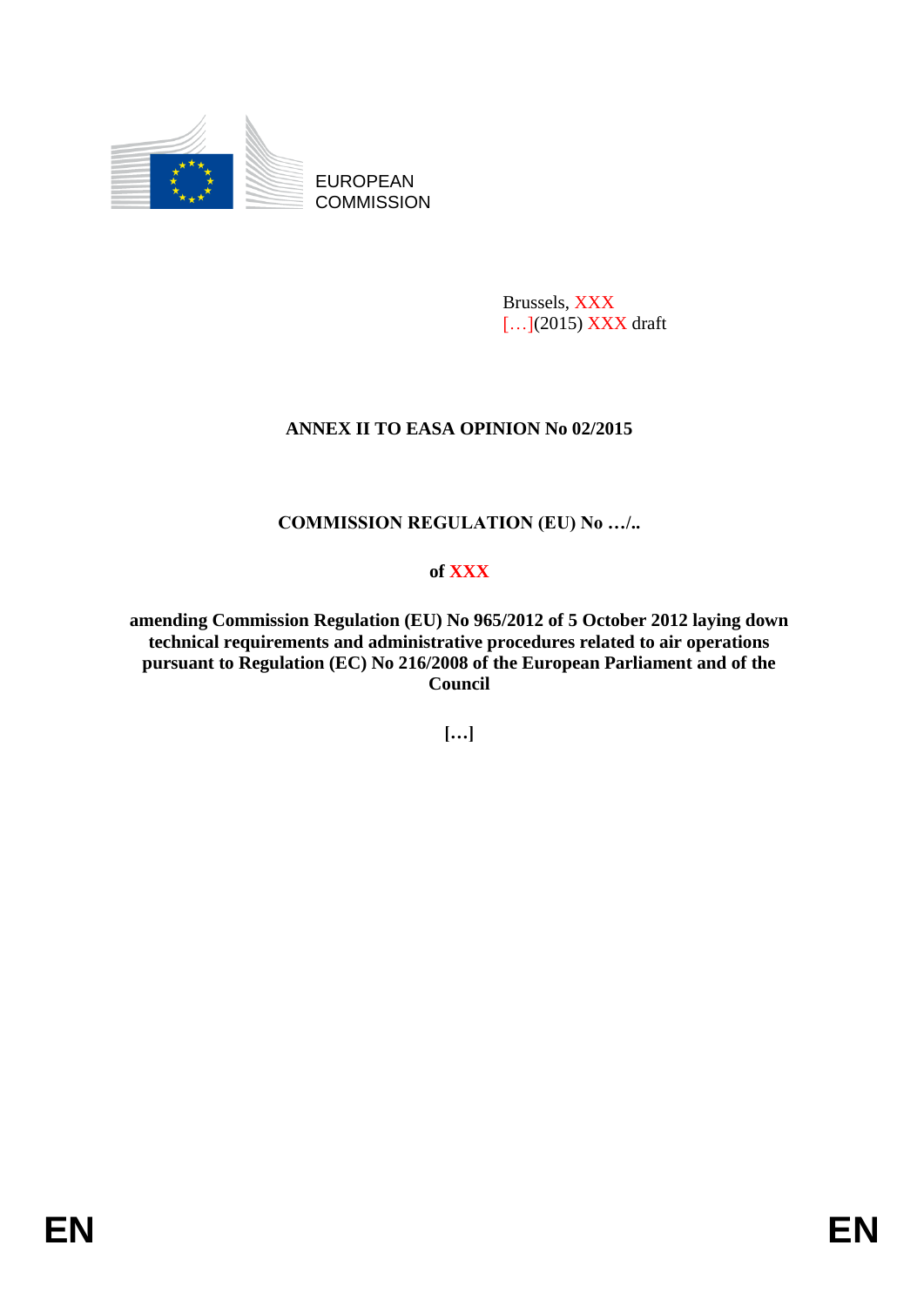EUROPEAN
COMMISSION

Brussels, XXX
[…](2015) XXX draft

**ANNEX II TO EASA OPINION No 02/2015**

**COMMISSION REGULATION (EU) No …/..**

**of XXX**

**amending Commission Regulation (EU) No 965/2012 of 5 October 2012 laying down technical requirements and administrative procedures related to air operations pursuant to Regulation (EC) No 216/2008 of the European Parliament and of the Council**

**[…]**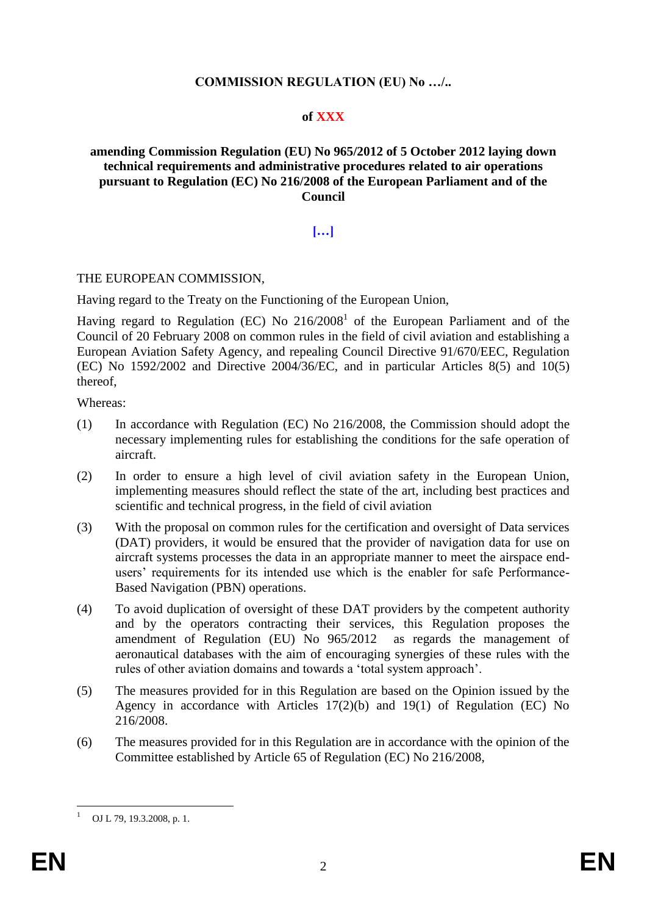**COMMISSION REGULATION (EU) No …/..**

**of XXX**

**amending Commission Regulation (EU) No 965/2012 of 5 October 2012 laying down technical requirements and administrative procedures related to air operations pursuant to Regulation (EC) No 216/2008 of the European Parliament and of the Council**

**[…]**

THE EUROPEAN COMMISSION,

Having regard to the Treaty on the Functioning of the European Union,

Having regard to Regulation (EC) No 216/2008[1] of the European Parliament and of the Council of 20 February 2008 on common rules in the field of civil aviation and establishing a European Aviation Safety Agency, and repealing Council Directive 91/670/EEC, Regulation (EC) No 1592/2002 and Directive 2004/36/EC, and in particular Articles 8(5) and 10(5) thereof,

Whereas:

(1) In accordance with Regulation (EC) No 216/2008, the Commission should adopt the necessary implementing rules for establishing the conditions for the safe operation of aircraft.

(2) In order to ensure a high level of civil aviation safety in the European Union, implementing measures should reflect the state of the art, including best practices and scientific and technical progress, in the field of civil aviation

(3) With the proposal on common rules for the certification and oversight of Data services (DAT) providers, it would be ensured that the provider of navigation data for use on aircraft systems processes the data in an appropriate manner to meet the airspace end-users' requirements for its intended use which is the enabler for safe Performance-Based Navigation (PBN) operations.

(4) To avoid duplication of oversight of these DAT providers by the competent authority and by the operators contracting their services, this Regulation proposes the amendment of Regulation (EU) No 965/2012 as regards the management of aeronautical databases with the aim of encouraging synergies of these rules with the rules of other aviation domains and towards a 'total system approach'.

(5) The measures provided for in this Regulation are based on the Opinion issued by the Agency in accordance with Articles 17(2)(b) and 19(1) of Regulation (EC) No 216/2008.

(6) The measures provided for in this Regulation are in accordance with the opinion of the Committee established by Article 65 of Regulation (EC) No 216/2008,

[1] OJ L 79, 19.3.2008, p. 1.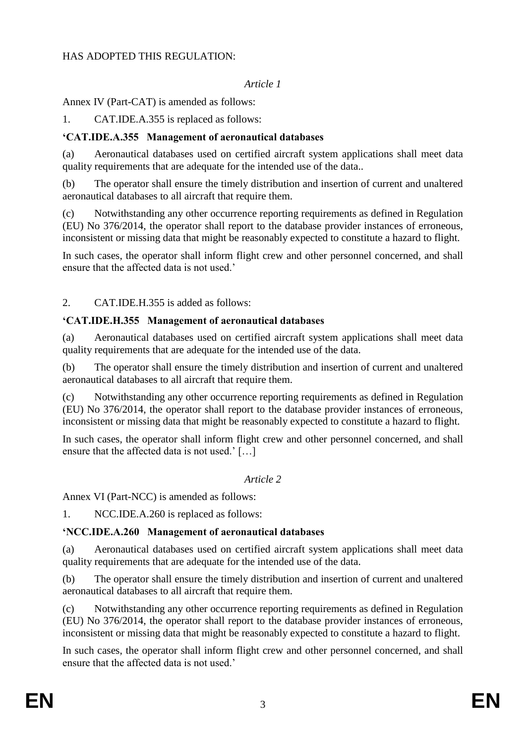HAS ADOPTED THIS REGULATION:

*Article 1*

Annex IV (Part-CAT) is amended as follows:

1. CAT.IDE.A.355 is replaced as follows:

**'CAT.IDE.A.355 Management of aeronautical databases**

(a) Aeronautical databases used on certified aircraft system applications shall meet data quality requirements that are adequate for the intended use of the data..

(b) The operator shall ensure the timely distribution and insertion of current and unaltered aeronautical databases to all aircraft that require them.

(c) Notwithstanding any other occurrence reporting requirements as defined in Regulation (EU) No 376/2014, the operator shall report to the database provider instances of erroneous, inconsistent or missing data that might be reasonably expected to constitute a hazard to flight.

In such cases, the operator shall inform flight crew and other personnel concerned, and shall ensure that the affected data is not used.'

2. CAT.IDE.H.355 is added as follows:

**'CAT.IDE.H.355 Management of aeronautical databases**

(a) Aeronautical databases used on certified aircraft system applications shall meet data quality requirements that are adequate for the intended use of the data.

(b) The operator shall ensure the timely distribution and insertion of current and unaltered aeronautical databases to all aircraft that require them.

(c) Notwithstanding any other occurrence reporting requirements as defined in Regulation (EU) No 376/2014, the operator shall report to the database provider instances of erroneous, inconsistent or missing data that might be reasonably expected to constitute a hazard to flight.

In such cases, the operator shall inform flight crew and other personnel concerned, and shall ensure that the affected data is not used.' […]

*Article 2*

Annex VI (Part-NCC) is amended as follows:

1. NCC.IDE.A.260 is replaced as follows:

**'NCC.IDE.A.260 Management of aeronautical databases**

(a) Aeronautical databases used on certified aircraft system applications shall meet data quality requirements that are adequate for the intended use of the data.

(b) The operator shall ensure the timely distribution and insertion of current and unaltered aeronautical databases to all aircraft that require them.

(c) Notwithstanding any other occurrence reporting requirements as defined in Regulation (EU) No 376/2014, the operator shall report to the database provider instances of erroneous, inconsistent or missing data that might be reasonably expected to constitute a hazard to flight.

In such cases, the operator shall inform flight crew and other personnel concerned, and shall ensure that the affected data is not used.'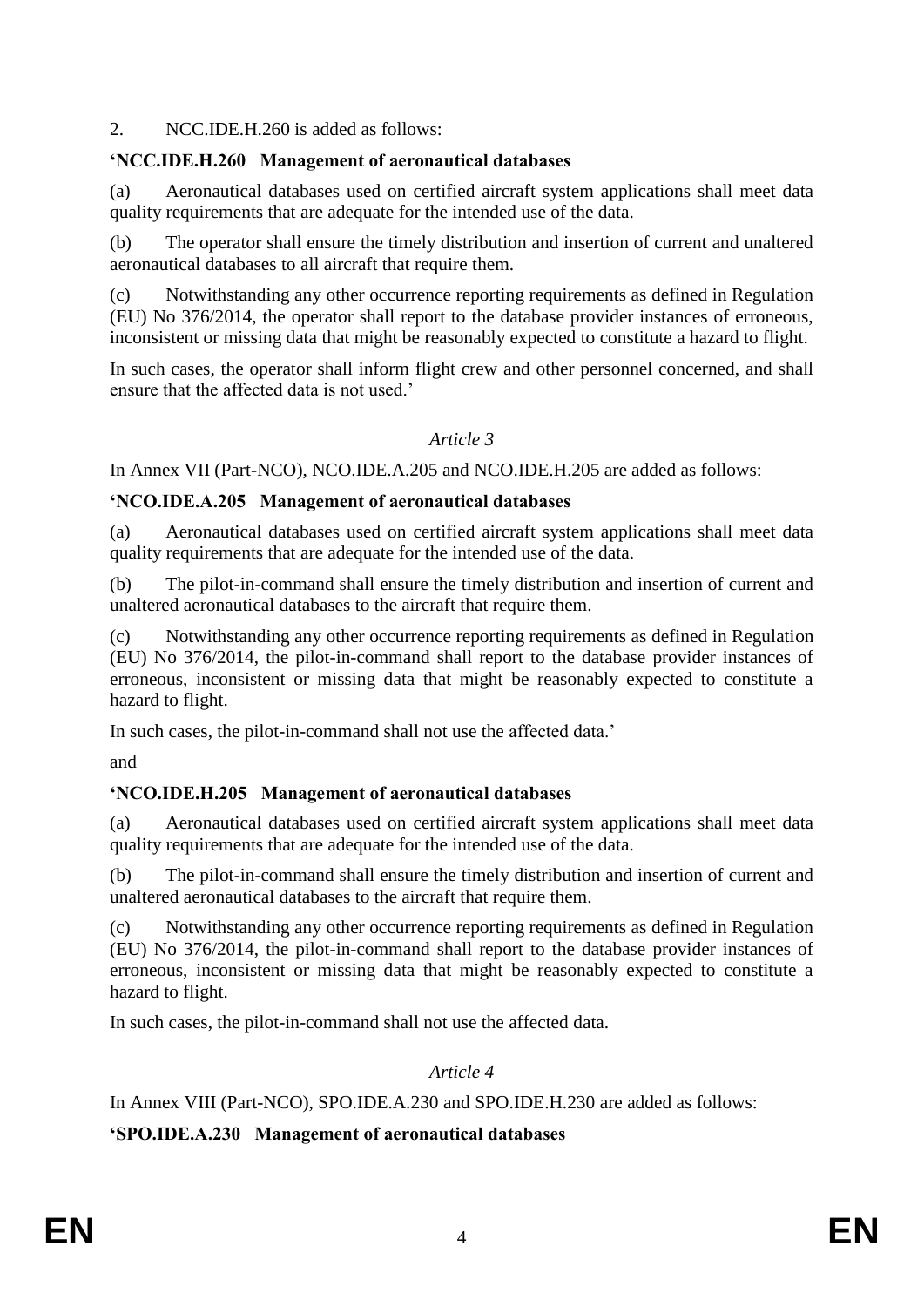2. NCC.IDE.H.260 is added as follows:

**'NCC.IDE.H.260 Management of aeronautical databases**

(a) Aeronautical databases used on certified aircraft system applications shall meet data quality requirements that are adequate for the intended use of the data.

(b) The operator shall ensure the timely distribution and insertion of current and unaltered aeronautical databases to all aircraft that require them.

(c) Notwithstanding any other occurrence reporting requirements as defined in Regulation (EU) No 376/2014, the operator shall report to the database provider instances of erroneous, inconsistent or missing data that might be reasonably expected to constitute a hazard to flight.

In such cases, the operator shall inform flight crew and other personnel concerned, and shall ensure that the affected data is not used.'

*Article 3*

In Annex VII (Part-NCO), NCO.IDE.A.205 and NCO.IDE.H.205 are added as follows:

**'NCO.IDE.A.205 Management of aeronautical databases**

(a) Aeronautical databases used on certified aircraft system applications shall meet data quality requirements that are adequate for the intended use of the data.

(b) The pilot-in-command shall ensure the timely distribution and insertion of current and unaltered aeronautical databases to the aircraft that require them.

(c) Notwithstanding any other occurrence reporting requirements as defined in Regulation (EU) No 376/2014, the pilot-in-command shall report to the database provider instances of erroneous, inconsistent or missing data that might be reasonably expected to constitute a hazard to flight.

In such cases, the pilot-in-command shall not use the affected data.'

and

**'NCO.IDE.H.205 Management of aeronautical databases**

(a) Aeronautical databases used on certified aircraft system applications shall meet data quality requirements that are adequate for the intended use of the data.

(b) The pilot-in-command shall ensure the timely distribution and insertion of current and unaltered aeronautical databases to the aircraft that require them.

(c) Notwithstanding any other occurrence reporting requirements as defined in Regulation (EU) No 376/2014, the pilot-in-command shall report to the database provider instances of erroneous, inconsistent or missing data that might be reasonably expected to constitute a hazard to flight.

In such cases, the pilot-in-command shall not use the affected data.

*Article 4*

In Annex VIII (Part-NCO), SPO.IDE.A.230 and SPO.IDE.H.230 are added as follows:

**'SPO.IDE.A.230 Management of aeronautical databases**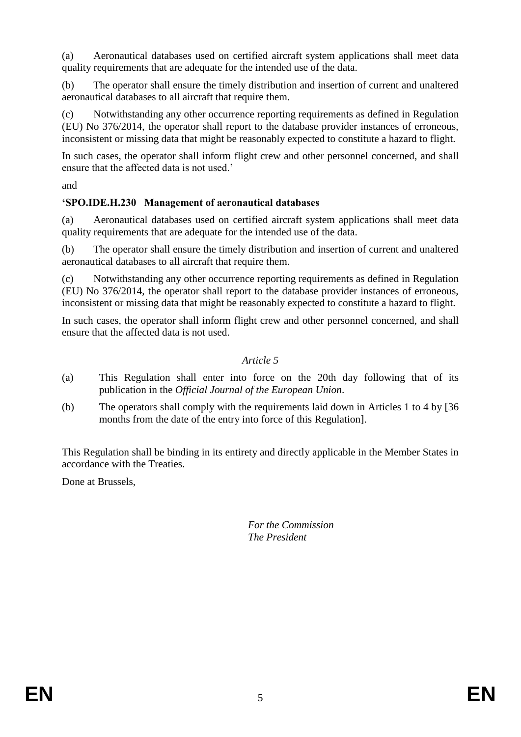(a) Aeronautical databases used on certified aircraft system applications shall meet data quality requirements that are adequate for the intended use of the data.

(b) The operator shall ensure the timely distribution and insertion of current and unaltered aeronautical databases to all aircraft that require them.

(c) Notwithstanding any other occurrence reporting requirements as defined in Regulation (EU) No 376/2014, the operator shall report to the database provider instances of erroneous, inconsistent or missing data that might be reasonably expected to constitute a hazard to flight.

In such cases, the operator shall inform flight crew and other personnel concerned, and shall ensure that the affected data is not used.'

and

**'SPO.IDE.H.230 Management of aeronautical databases**

(a) Aeronautical databases used on certified aircraft system applications shall meet data quality requirements that are adequate for the intended use of the data.

(b) The operator shall ensure the timely distribution and insertion of current and unaltered aeronautical databases to all aircraft that require them.

(c) Notwithstanding any other occurrence reporting requirements as defined in Regulation (EU) No 376/2014, the operator shall report to the database provider instances of erroneous, inconsistent or missing data that might be reasonably expected to constitute a hazard to flight.

In such cases, the operator shall inform flight crew and other personnel concerned, and shall ensure that the affected data is not used.

*Article 5*

(a) This Regulation shall enter into force on the 20th day following that of its publication in the *Official Journal of the European Union*.

(b) The operators shall comply with the requirements laid down in Articles 1 to 4 by [36 months from the date of the entry into force of this Regulation].

This Regulation shall be binding in its entirety and directly applicable in the Member States in accordance with the Treaties.

Done at Brussels,

*For the Commission*
*The President*